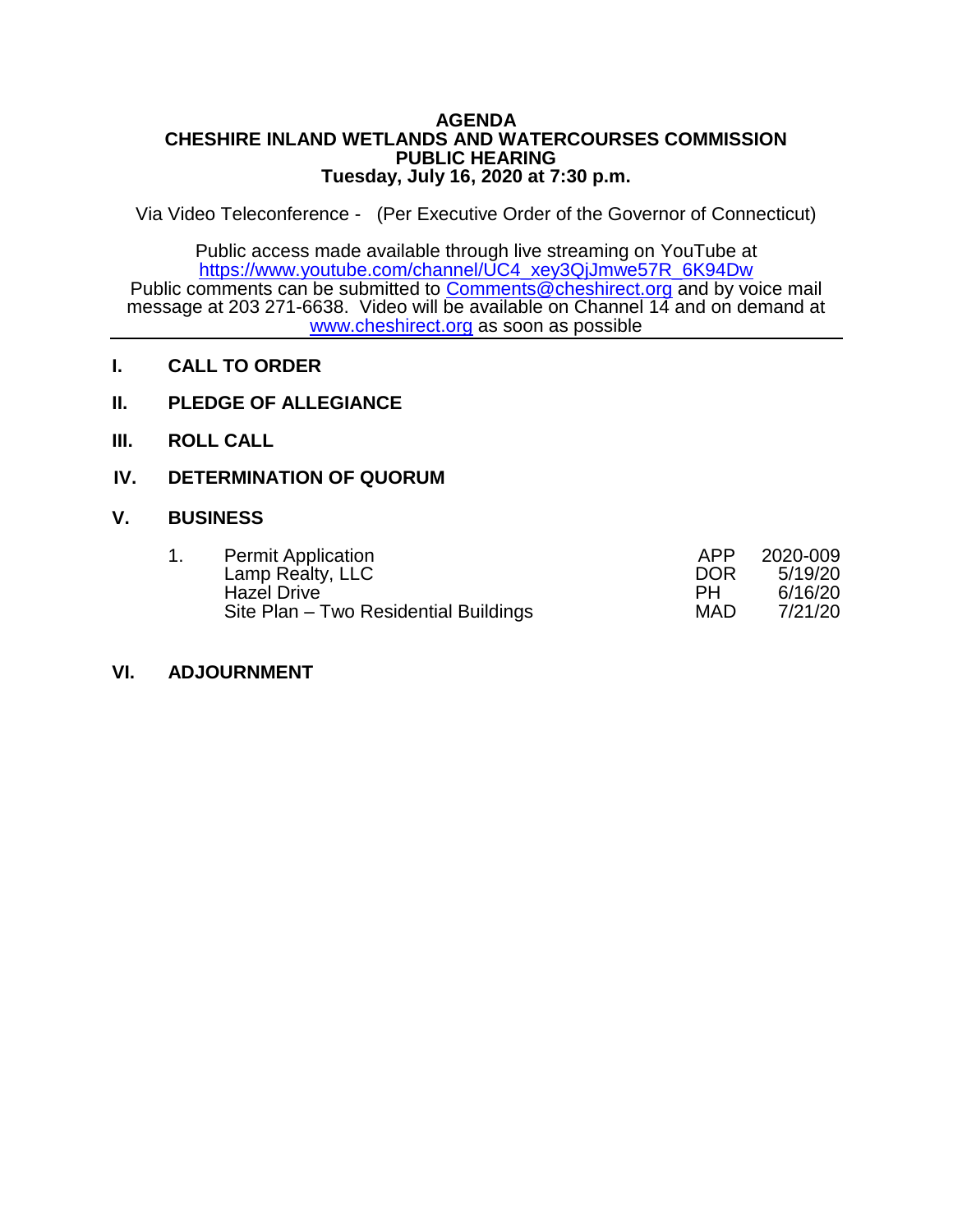# AGENDA
## CHESHIRE INLAND WETLANDS AND WATERCOURSES COMMISSION
## PUBLIC HEARING
### Tuesday, July 16, 2020 at 7:30 p.m.

Via Video Teleconference - (Per Executive Order of the Governor of Connecticut)

Public access made available through live streaming on YouTube at https://www.youtube.com/channel/UC4_xey3QjJmwe57R_6K94Dw
Public comments can be submitted to Comments@cheshirect.org and by voice mail message at 203 271-6638. Video will be available on Channel 14 and on demand at www.cheshirect.org as soon as possible

---

**I. CALL TO ORDER**

**II. PLEDGE OF ALLEGIANCE**

**III. ROLL CALL**

**IV. DETERMINATION OF QUORUM**

**V. BUSINESS**

| | | | |
|---|---|---|---|
| 1. | Permit Application | APP | 2020-009 |
| | Lamp Realty, LLC | DOR | 5/19/20 |
| | Hazel Drive | PH | 6/16/20 |
| | Site Plan – Two Residential Buildings | MAD | 7/21/20 |

**VI. ADJOURNMENT**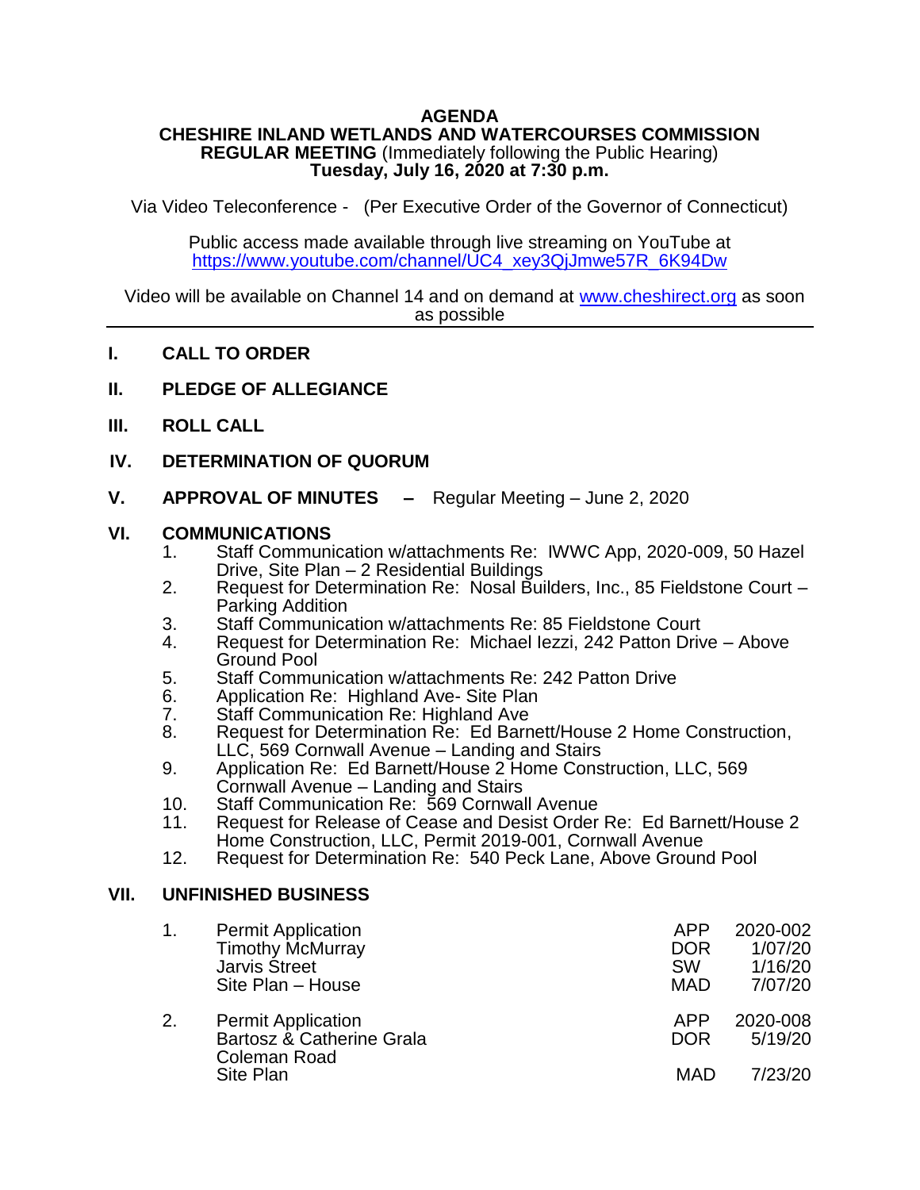**AGENDA**
**CHESHIRE INLAND WETLANDS AND WATERCOURSES COMMISSION**
**REGULAR MEETING** (Immediately following the Public Hearing)
**Tuesday, July 16, 2020 at 7:30 p.m.**

Via Video Teleconference - (Per Executive Order of the Governor of Connecticut)

Public access made available through live streaming on YouTube at https://www.youtube.com/channel/UC4_xey3QjJmwe57R_6K94Dw

Video will be available on Channel 14 and on demand at www.cheshirect.org as soon as possible

---

**I. CALL TO ORDER**

**II. PLEDGE OF ALLEGIANCE**

**III. ROLL CALL**

**IV. DETERMINATION OF QUORUM**

**V. APPROVAL OF MINUTES –** Regular Meeting – June 2, 2020

**VI. COMMUNICATIONS**

1. Staff Communication w/attachments Re: IWWC App, 2020-009, 50 Hazel Drive, Site Plan – 2 Residential Buildings
2. Request for Determination Re: Nosal Builders, Inc., 85 Fieldstone Court – Parking Addition
3. Staff Communication w/attachments Re: 85 Fieldstone Court
4. Request for Determination Re: Michael Iezzi, 242 Patton Drive – Above Ground Pool
5. Staff Communication w/attachments Re: 242 Patton Drive
6. Application Re: Highland Ave- Site Plan
7. Staff Communication Re: Highland Ave
8. Request for Determination Re: Ed Barnett/House 2 Home Construction, LLC, 569 Cornwall Avenue – Landing and Stairs
9. Application Re: Ed Barnett/House 2 Home Construction, LLC, 569 Cornwall Avenue – Landing and Stairs
10. Staff Communication Re: 569 Cornwall Avenue
11. Request for Release of Cease and Desist Order Re: Ed Barnett/House 2 Home Construction, LLC, Permit 2019-001, Cornwall Avenue
12. Request for Determination Re: 540 Peck Lane, Above Ground Pool

**VII. UNFINISHED BUSINESS**

| | | | |
|---|---|---|---|
| 1. | Permit Application<br>Timothy McMurray<br>Jarvis Street<br>Site Plan – House | APP<br>DOR<br>SW<br>MAD | 2020-002<br>1/07/20<br>1/16/20<br>7/07/20 |
| 2. | Permit Application<br>Bartosz & Catherine Grala<br>Coleman Road<br>Site Plan | APP<br>DOR<br><br>MAD | 2020-008<br>5/19/20<br><br>7/23/20 |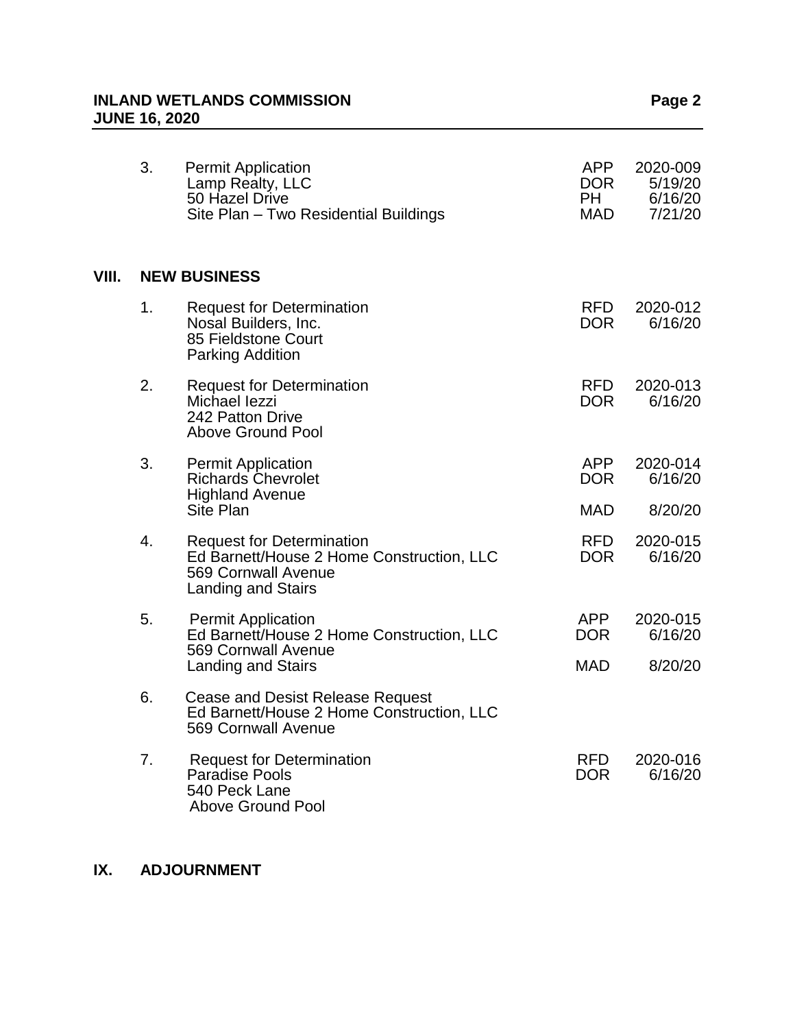3. Permit Application
   Lamp Realty, LLC
   50 Hazel Drive
   Site Plan – Two Residential Buildings

   APP 2020-009
   DOR 5/19/20
   PH 6/16/20
   MAD 7/21/20

## VIII. NEW BUSINESS

1. Request for Determination
   Nosal Builders, Inc.
   85 Fieldstone Court
   Parking Addition

   RFD 2020-012
   DOR 6/16/20

2. Request for Determination
   Michael Iezzi
   242 Patton Drive
   Above Ground Pool

   RFD 2020-013
   DOR 6/16/20

3. Permit Application
   Richards Chevrolet
   Highland Avenue
   Site Plan

   APP 2020-014
   DOR 6/16/20
   MAD 8/20/20

4. Request for Determination
   Ed Barnett/House 2 Home Construction, LLC
   569 Cornwall Avenue
   Landing and Stairs

   RFD 2020-015
   DOR 6/16/20

5. Permit Application
   Ed Barnett/House 2 Home Construction, LLC
   569 Cornwall Avenue
   Landing and Stairs

   APP 2020-015
   DOR 6/16/20
   MAD 8/20/20

6. Cease and Desist Release Request
   Ed Barnett/House 2 Home Construction, LLC
   569 Cornwall Avenue

7. Request for Determination
   Paradise Pools
   540 Peck Lane
   Above Ground Pool

   RFD 2020-016
   DOR 6/16/20

## IX. ADJOURNMENT